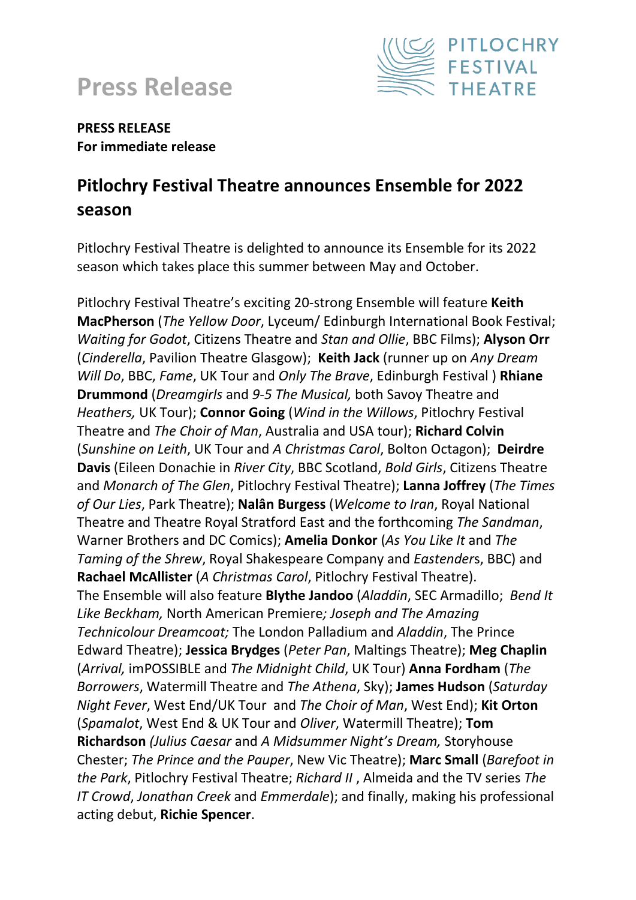# Press Release

PITLOCHRY FESTIVAL THEATRE

**PRESS RELEASE**
**For immediate release**

## Pitlochry Festival Theatre announces Ensemble for 2022 season

Pitlochry Festival Theatre is delighted to announce its Ensemble for its 2022 season which takes place this summer between May and October.

Pitlochry Festival Theatre's exciting 20-strong Ensemble will feature **Keith MacPherson** (*The Yellow Door*, Lyceum/ Edinburgh International Book Festival; *Waiting for Godot*, Citizens Theatre and *Stan and Ollie*, BBC Films); **Alyson Orr** (*Cinderella*, Pavilion Theatre Glasgow); **Keith Jack** (runner up on *Any Dream Will Do*, BBC, *Fame*, UK Tour and *Only The Brave*, Edinburgh Festival ) **Rhiane Drummond** (*Dreamgirls* and *9-5 The Musical,* both Savoy Theatre and *Heathers,* UK Tour); **Connor Going** (*Wind in the Willows*, Pitlochry Festival Theatre and *The Choir of Man*, Australia and USA tour); **Richard Colvin** (*Sunshine on Leith*, UK Tour and *A Christmas Carol*, Bolton Octagon); **Deirdre Davis** (Eileen Donachie in *River City*, BBC Scotland, *Bold Girls*, Citizens Theatre and *Monarch of The Glen*, Pitlochry Festival Theatre); **Lanna Joffrey** (*The Times of Our Lies*, Park Theatre); **Nalân Burgess** (*Welcome to Iran*, Royal National Theatre and Theatre Royal Stratford East and the forthcoming *The Sandman*, Warner Brothers and DC Comics); **Amelia Donkor** (*As You Like It* and *The Taming of the Shrew*, Royal Shakespeare Company and *Eastenders*, BBC) and **Rachael McAllister** (*A Christmas Carol*, Pitlochry Festival Theatre).
The Ensemble will also feature **Blythe Jandoo** (*Aladdin*, SEC Armadillo; *Bend It Like Beckham,* North American Premiere*; Joseph and The Amazing Technicolour Dreamcoat;* The London Palladium and *Aladdin*, The Prince Edward Theatre); **Jessica Brydges** (*Peter Pan*, Maltings Theatre); **Meg Chaplin** (*Arrival,* imPOSSIBLE and *The Midnight Child*, UK Tour) **Anna Fordham** (*The Borrowers*, Watermill Theatre and *The Athena*, Sky); **James Hudson** (*Saturday Night Fever*, West End/UK Tour and *The Choir of Man*, West End); **Kit Orton** (*Spamalot*, West End & UK Tour and *Oliver*, Watermill Theatre); **Tom Richardson** *(Julius Caesar* and *A Midsummer Night's Dream,* Storyhouse Chester; *The Prince and the Pauper*, New Vic Theatre); **Marc Small** (*Barefoot in the Park*, Pitlochry Festival Theatre; *Richard II* , Almeida and the TV series *The IT Crowd*, *Jonathan Creek* and *Emmerdale*); and finally, making his professional acting debut, **Richie Spencer**.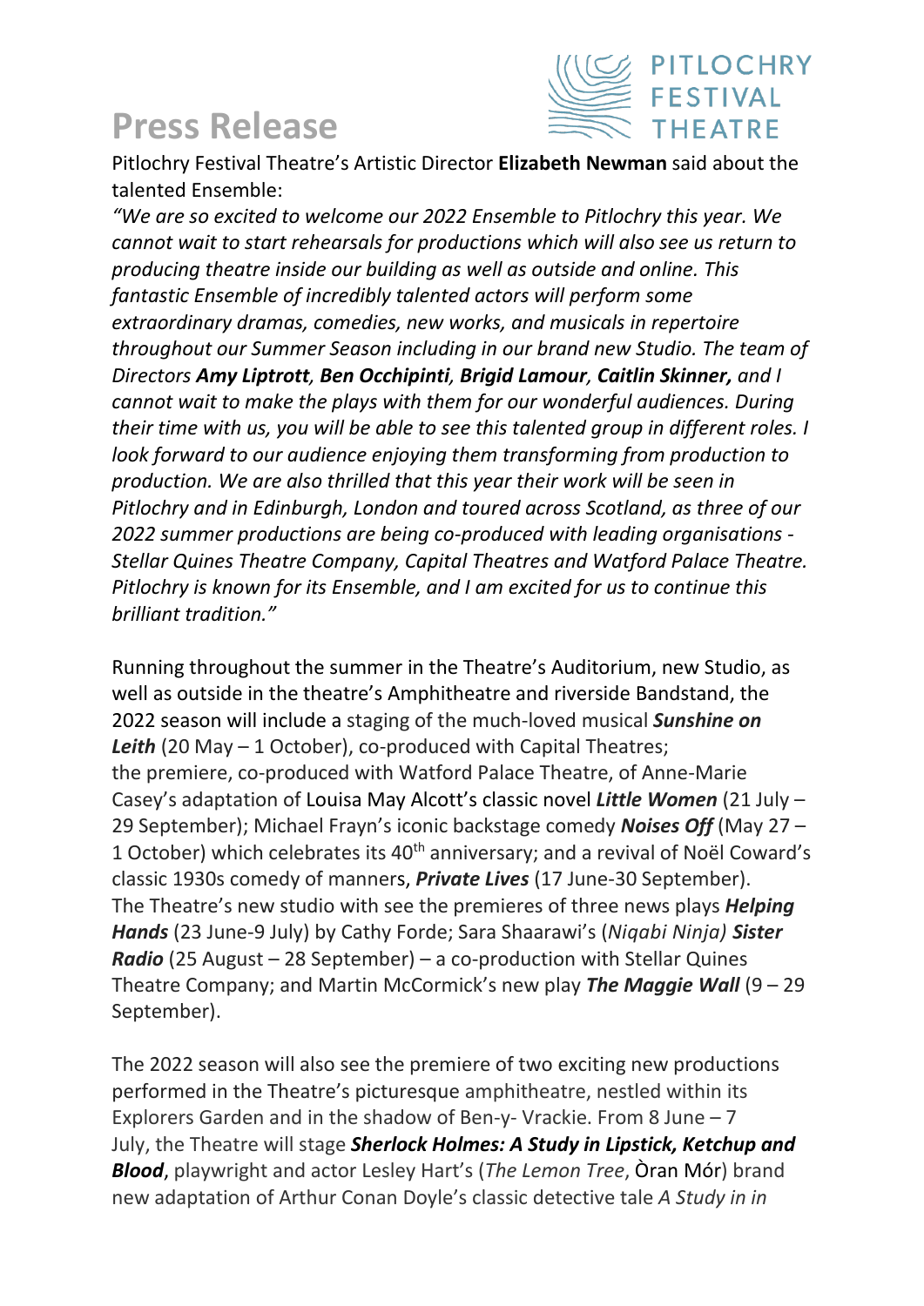# Press Release

Pitlochry Festival Theatre's Artistic Director **Elizabeth Newman** said about the talented Ensemble:

*"We are so excited to welcome our 2022 Ensemble to Pitlochry this year. We cannot wait to start rehearsals for productions which will also see us return to producing theatre inside our building as well as outside and online. This fantastic Ensemble of incredibly talented actors will perform some extraordinary dramas, comedies, new works, and musicals in repertoire throughout our Summer Season including in our brand new Studio. The team of Directors **Amy Liptrott**, **Ben Occhipinti**, **Brigid Lamour**, **Caitlin Skinner,** and I cannot wait to make the plays with them for our wonderful audiences. During their time with us, you will be able to see this talented group in different roles. I look forward to our audience enjoying them transforming from production to production. We are also thrilled that this year their work will be seen in Pitlochry and in Edinburgh, London and toured across Scotland, as three of our 2022 summer productions are being co-produced with leading organisations - Stellar Quines Theatre Company, Capital Theatres and Watford Palace Theatre. Pitlochry is known for its Ensemble, and I am excited for us to continue this brilliant tradition."*

Running throughout the summer in the Theatre's Auditorium, new Studio, as well as outside in the theatre's Amphitheatre and riverside Bandstand, the 2022 season will include a staging of the much-loved musical ***Sunshine on Leith*** (20 May – 1 October), co-produced with Capital Theatres; the premiere, co-produced with Watford Palace Theatre, of Anne-Marie Casey's adaptation of Louisa May Alcott's classic novel ***Little Women*** (21 July – 29 September); Michael Frayn's iconic backstage comedy ***Noises Off*** (May 27 – 1 October) which celebrates its 40th anniversary; and a revival of Noël Coward's classic 1930s comedy of manners, ***Private Lives*** (17 June-30 September). The Theatre's new studio with see the premieres of three news plays ***Helping Hands*** (23 June-9 July) by Cathy Forde; Sara Shaarawi's (*Niqabi Ninja)* ***Sister Radio*** (25 August – 28 September) – a co-production with Stellar Quines Theatre Company; and Martin McCormick's new play ***The Maggie Wall*** (9 – 29 September).

The 2022 season will also see the premiere of two exciting new productions performed in the Theatre's picturesque amphitheatre, nestled within its Explorers Garden and in the shadow of Ben-y- Vrackie. From 8 June – 7 July, the Theatre will stage ***Sherlock Holmes: A Study in Lipstick, Ketchup and Blood***, playwright and actor Lesley Hart's (*The Lemon Tree*, Òran Mór) brand new adaptation of Arthur Conan Doyle's classic detective tale *A Study in in*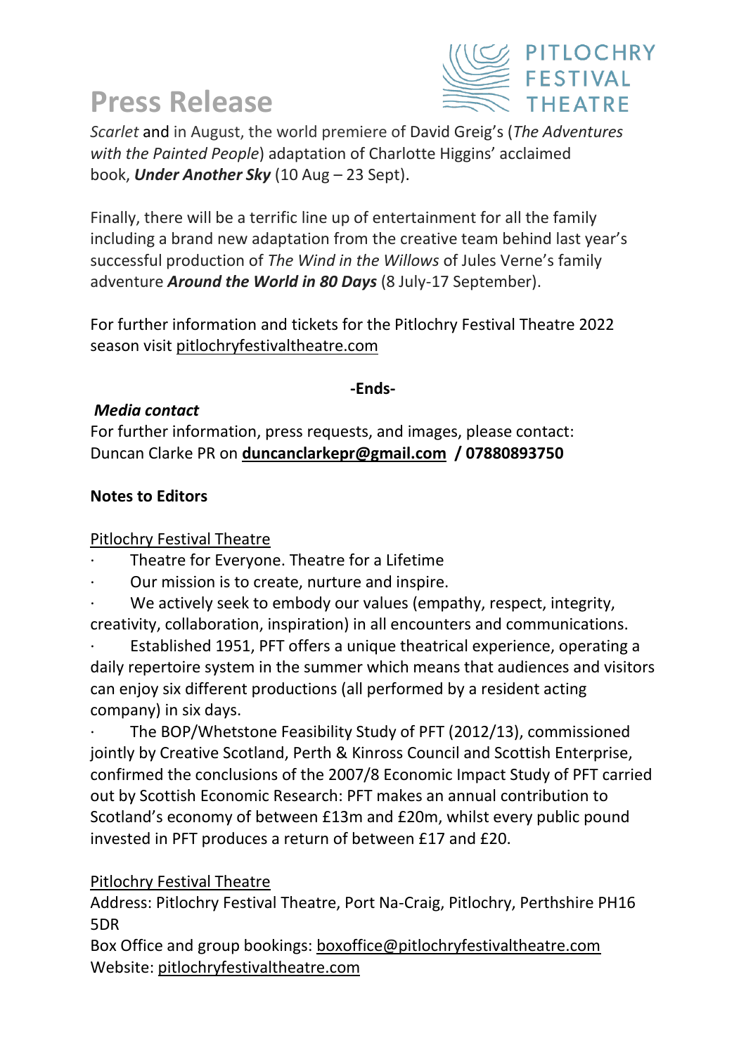*Scarlet* and in August, the world premiere of David Greig's (*The Adventures with the Painted People*) adaptation of Charlotte Higgins' acclaimed book, ***Under Another Sky*** (10 Aug – 23 Sept).

Finally, there will be a terrific line up of entertainment for all the family including a brand new adaptation from the creative team behind last year's successful production of *The Wind in the Willows* of Jules Verne's family adventure ***Around the World in 80 Days*** (8 July-17 September).

For further information and tickets for the Pitlochry Festival Theatre 2022 season visit pitlochryfestivaltheatre.com

**-Ends-**

***Media contact***

For further information, press requests, and images, please contact:
Duncan Clarke PR on **duncanclarkepr@gmail.com / 07880893750**

**Notes to Editors**

Pitlochry Festival Theatre

- Theatre for Everyone. Theatre for a Lifetime
- Our mission is to create, nurture and inspire.
- We actively seek to embody our values (empathy, respect, integrity, creativity, collaboration, inspiration) in all encounters and communications.
- Established 1951, PFT offers a unique theatrical experience, operating a daily repertoire system in the summer which means that audiences and visitors can enjoy six different productions (all performed by a resident acting company) in six days.
- The BOP/Whetstone Feasibility Study of PFT (2012/13), commissioned jointly by Creative Scotland, Perth & Kinross Council and Scottish Enterprise, confirmed the conclusions of the 2007/8 Economic Impact Study of PFT carried out by Scottish Economic Research: PFT makes an annual contribution to Scotland's economy of between £13m and £20m, whilst every public pound invested in PFT produces a return of between £17 and £20.

Pitlochry Festival Theatre

Address: Pitlochry Festival Theatre, Port Na-Craig, Pitlochry, Perthshire PH16 5DR
Box Office and group bookings: boxoffice@pitlochryfestivaltheatre.com
Website: pitlochryfestivaltheatre.com